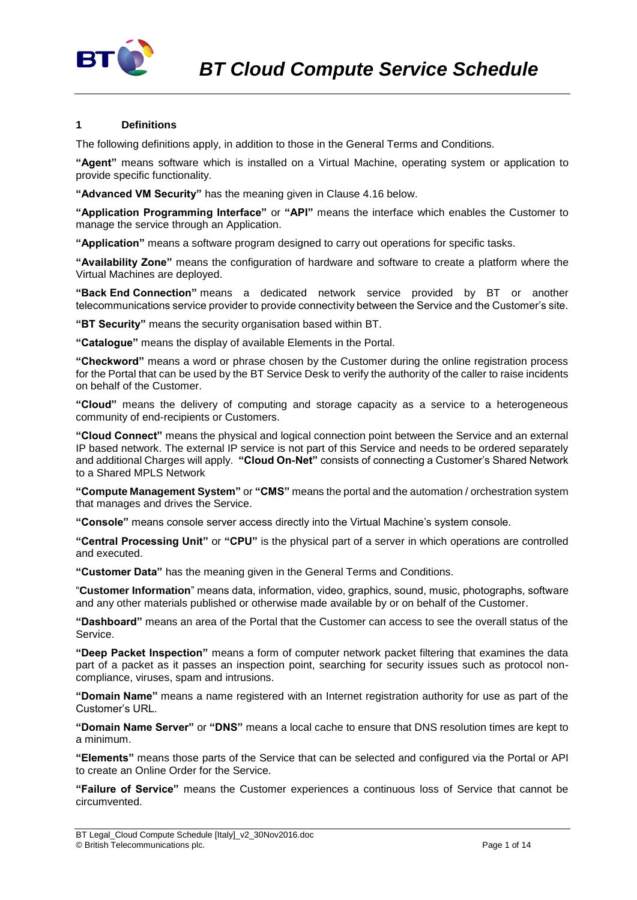# BT Cloud Compute Service Schedule

## 1 Definitions

The following definitions apply, in addition to those in the General Terms and Conditions.

**"Agent"** means software which is installed on a Virtual Machine, operating system or application to provide specific functionality.

**"Advanced VM Security"** has the meaning given in Clause 4.16 below.

**"Application Programming Interface"** or **"API"** means the interface which enables the Customer to manage the service through an Application.

**"Application"** means a software program designed to carry out operations for specific tasks.

**"Availability Zone"** means the configuration of hardware and software to create a platform where the Virtual Machines are deployed.

**"Back End Connection"** means a dedicated network service provided by BT or another telecommunications service provider to provide connectivity between the Service and the Customer's site.

**"BT Security"** means the security organisation based within BT.

**"Catalogue"** means the display of available Elements in the Portal.

**"Checkword"** means a word or phrase chosen by the Customer during the online registration process for the Portal that can be used by the BT Service Desk to verify the authority of the caller to raise incidents on behalf of the Customer.

**"Cloud"** means the delivery of computing and storage capacity as a service to a heterogeneous community of end-recipients or Customers.

**"Cloud Connect"** means the physical and logical connection point between the Service and an external IP based network. The external IP service is not part of this Service and needs to be ordered separately and additional Charges will apply. **"Cloud On-Net"** consists of connecting a Customer's Shared Network to a Shared MPLS Network

**"Compute Management System"** or **"CMS"** means the portal and the automation / orchestration system that manages and drives the Service.

**"Console"** means console server access directly into the Virtual Machine's system console.

**"Central Processing Unit"** or **"CPU"** is the physical part of a server in which operations are controlled and executed.

**"Customer Data"** has the meaning given in the General Terms and Conditions.

"**Customer Information**" means data, information, video, graphics, sound, music, photographs, software and any other materials published or otherwise made available by or on behalf of the Customer.

**"Dashboard"** means an area of the Portal that the Customer can access to see the overall status of the Service.

**"Deep Packet Inspection"** means a form of computer network packet filtering that examines the data part of a packet as it passes an inspection point, searching for security issues such as protocol non-compliance, viruses, spam and intrusions.

**"Domain Name"** means a name registered with an Internet registration authority for use as part of the Customer's URL.

**"Domain Name Server"** or **"DNS"** means a local cache to ensure that DNS resolution times are kept to a minimum.

**"Elements"** means those parts of the Service that can be selected and configured via the Portal or API to create an Online Order for the Service.

**"Failure of Service"** means the Customer experiences a continuous loss of Service that cannot be circumvented.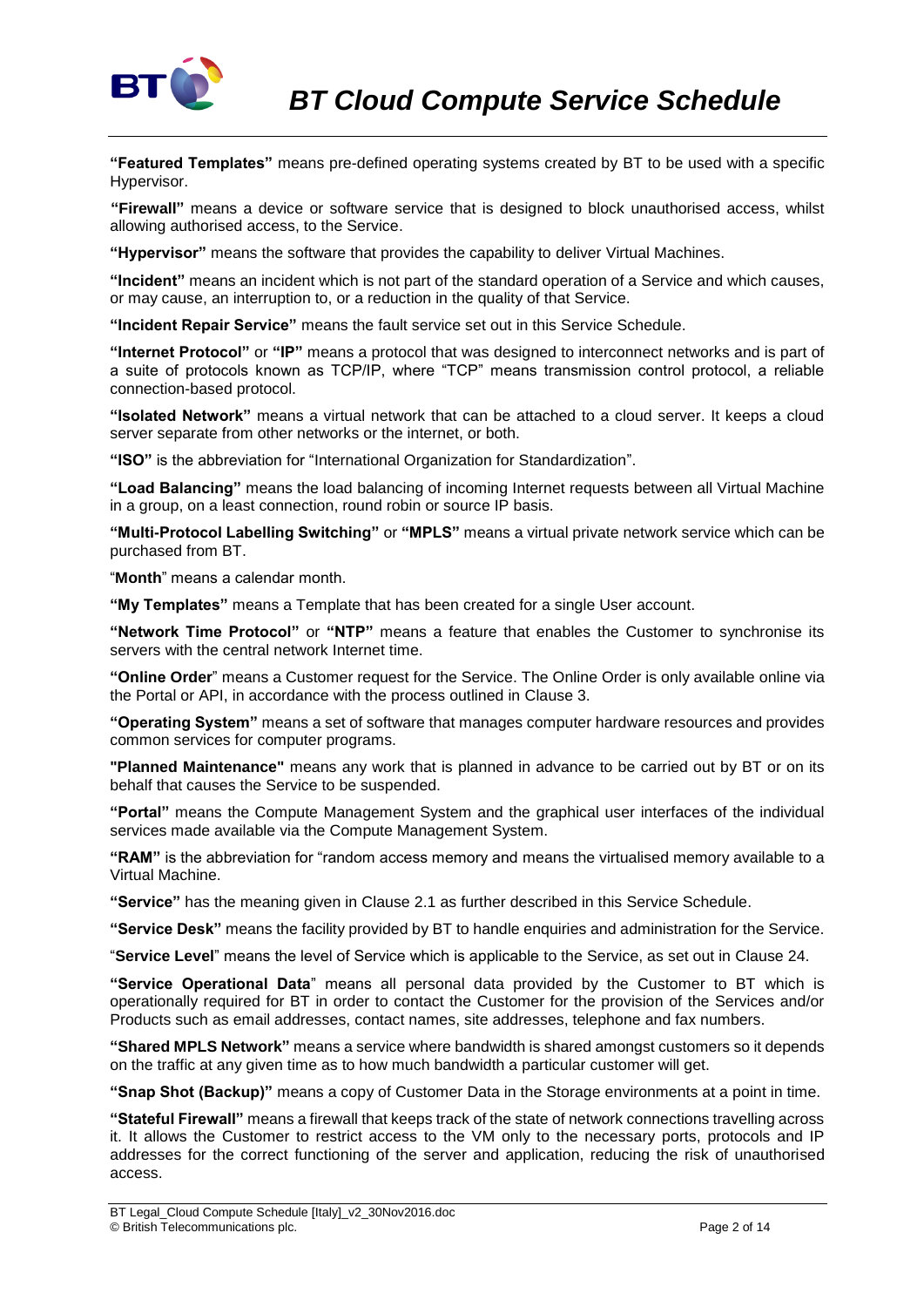**"Featured Templates"** means pre-defined operating systems created by BT to be used with a specific Hypervisor.

**"Firewall"** means a device or software service that is designed to block unauthorised access, whilst allowing authorised access, to the Service.

**"Hypervisor"** means the software that provides the capability to deliver Virtual Machines.

**"Incident"** means an incident which is not part of the standard operation of a Service and which causes, or may cause, an interruption to, or a reduction in the quality of that Service.

**"Incident Repair Service"** means the fault service set out in this Service Schedule.

**"Internet Protocol"** or **"IP"** means a protocol that was designed to interconnect networks and is part of a suite of protocols known as TCP/IP, where "TCP" means transmission control protocol, a reliable connection-based protocol.

**"Isolated Network"** means a virtual network that can be attached to a cloud server. It keeps a cloud server separate from other networks or the internet, or both.

**"ISO"** is the abbreviation for "International Organization for Standardization".

**"Load Balancing"** means the load balancing of incoming Internet requests between all Virtual Machine in a group, on a least connection, round robin or source IP basis.

**"Multi-Protocol Labelling Switching"** or **"MPLS"** means a virtual private network service which can be purchased from BT.

"**Month**" means a calendar month.

**"My Templates"** means a Template that has been created for a single User account.

**"Network Time Protocol"** or **"NTP"** means a feature that enables the Customer to synchronise its servers with the central network Internet time.

**"Online Order**" means a Customer request for the Service. The Online Order is only available online via the Portal or API, in accordance with the process outlined in Clause 3.

**"Operating System"** means a set of software that manages computer hardware resources and provides common services for computer programs.

**"Planned Maintenance"** means any work that is planned in advance to be carried out by BT or on its behalf that causes the Service to be suspended.

**"Portal"** means the Compute Management System and the graphical user interfaces of the individual services made available via the Compute Management System.

**"RAM"** is the abbreviation for "random access memory and means the virtualised memory available to a Virtual Machine.

**"Service"** has the meaning given in Clause 2.1 as further described in this Service Schedule.

**"Service Desk"** means the facility provided by BT to handle enquiries and administration for the Service.

"**Service Level**" means the level of Service which is applicable to the Service, as set out in Clause 24.

**"Service Operational Data**" means all personal data provided by the Customer to BT which is operationally required for BT in order to contact the Customer for the provision of the Services and/or Products such as email addresses, contact names, site addresses, telephone and fax numbers.

**"Shared MPLS Network"** means a service where bandwidth is shared amongst customers so it depends on the traffic at any given time as to how much bandwidth a particular customer will get.

**"Snap Shot (Backup)"** means a copy of Customer Data in the Storage environments at a point in time.

**"Stateful Firewall"** means a firewall that keeps track of the state of network connections travelling across it. It allows the Customer to restrict access to the VM only to the necessary ports, protocols and IP addresses for the correct functioning of the server and application, reducing the risk of unauthorised access.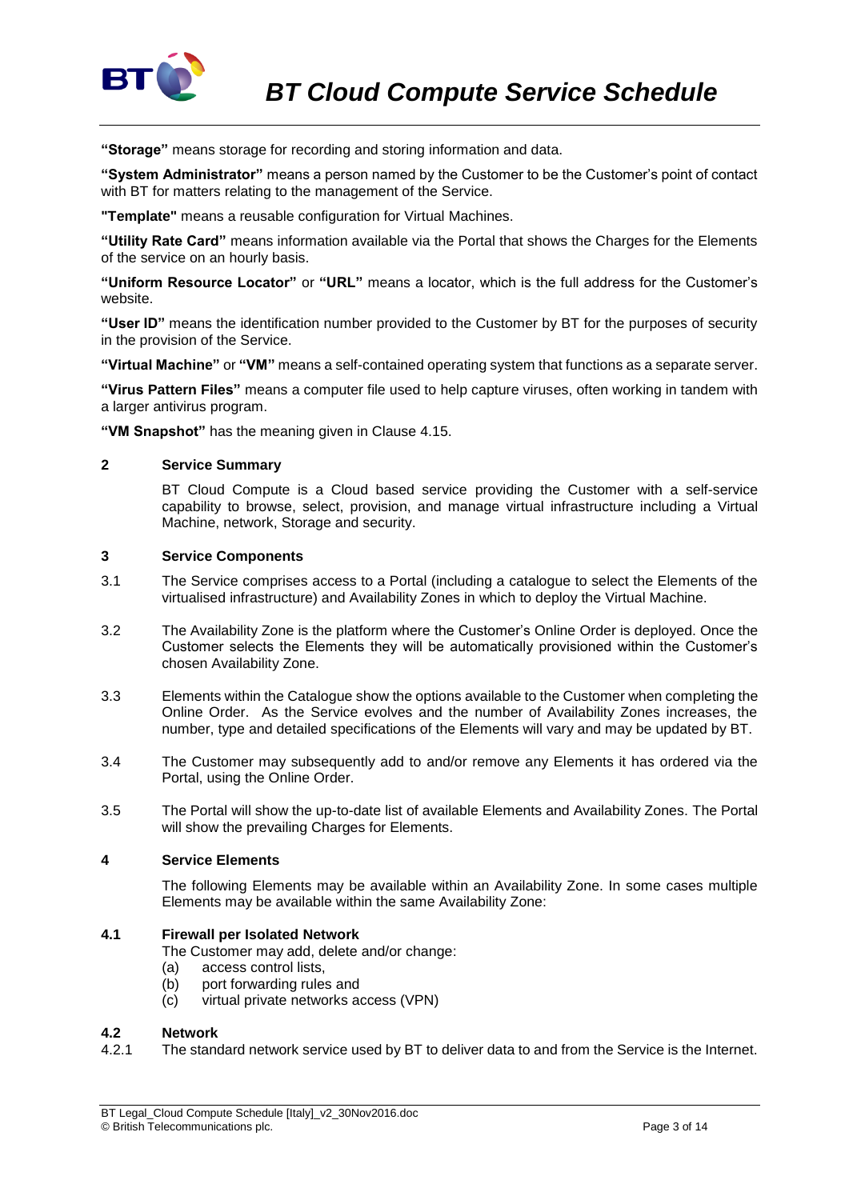**"Storage"** means storage for recording and storing information and data.

**"System Administrator"** means a person named by the Customer to be the Customer's point of contact with BT for matters relating to the management of the Service.

**"Template"** means a reusable configuration for Virtual Machines.

**"Utility Rate Card"** means information available via the Portal that shows the Charges for the Elements of the service on an hourly basis.

**"Uniform Resource Locator"** or **"URL"** means a locator, which is the full address for the Customer's website.

**"User ID"** means the identification number provided to the Customer by BT for the purposes of security in the provision of the Service.

**"Virtual Machine"** or **"VM"** means a self-contained operating system that functions as a separate server.

**"Virus Pattern Files"** means a computer file used to help capture viruses, often working in tandem with a larger antivirus program.

**"VM Snapshot"** has the meaning given in Clause 4.15.

## 2 Service Summary

BT Cloud Compute is a Cloud based service providing the Customer with a self-service capability to browse, select, provision, and manage virtual infrastructure including a Virtual Machine, network, Storage and security.

## 3 Service Components

3.1 The Service comprises access to a Portal (including a catalogue to select the Elements of the virtualised infrastructure) and Availability Zones in which to deploy the Virtual Machine.

3.2 The Availability Zone is the platform where the Customer's Online Order is deployed. Once the Customer selects the Elements they will be automatically provisioned within the Customer's chosen Availability Zone.

3.3 Elements within the Catalogue show the options available to the Customer when completing the Online Order. As the Service evolves and the number of Availability Zones increases, the number, type and detailed specifications of the Elements will vary and may be updated by BT.

3.4 The Customer may subsequently add to and/or remove any Elements it has ordered via the Portal, using the Online Order.

3.5 The Portal will show the up-to-date list of available Elements and Availability Zones. The Portal will show the prevailing Charges for Elements.

## 4 Service Elements

The following Elements may be available within an Availability Zone. In some cases multiple Elements may be available within the same Availability Zone:

### 4.1 Firewall per Isolated Network

The Customer may add, delete and/or change:

(a) access control lists,

(b) port forwarding rules and

(c) virtual private networks access (VPN)

### 4.2 Network

4.2.1 The standard network service used by BT to deliver data to and from the Service is the Internet.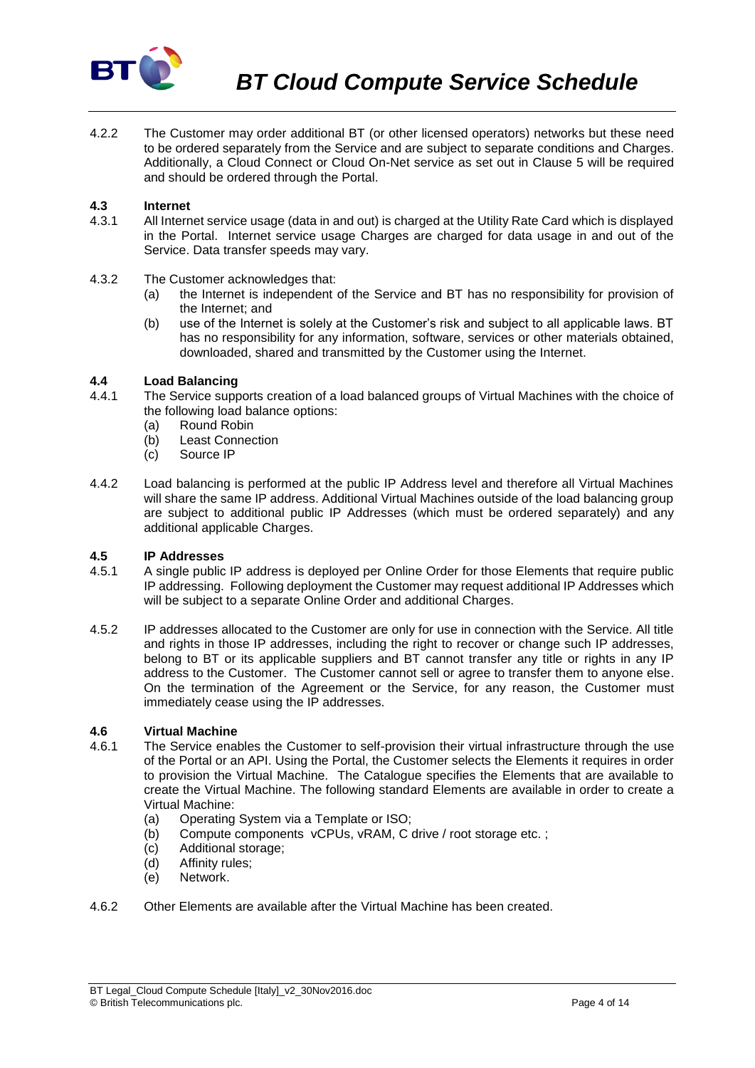4.2.2 The Customer may order additional BT (or other licensed operators) networks but these need to be ordered separately from the Service and are subject to separate conditions and Charges. Additionally, a Cloud Connect or Cloud On-Net service as set out in Clause 5 will be required and should be ordered through the Portal.

### 4.3 Internet

4.3.1 All Internet service usage (data in and out) is charged at the Utility Rate Card which is displayed in the Portal. Internet service usage Charges are charged for data usage in and out of the Service. Data transfer speeds may vary.

4.3.2 The Customer acknowledges that:

(a) the Internet is independent of the Service and BT has no responsibility for provision of the Internet; and

(b) use of the Internet is solely at the Customer's risk and subject to all applicable laws. BT has no responsibility for any information, software, services or other materials obtained, downloaded, shared and transmitted by the Customer using the Internet.

### 4.4 Load Balancing

4.4.1 The Service supports creation of a load balanced groups of Virtual Machines with the choice of the following load balance options:

(a) Round Robin
(b) Least Connection
(c) Source IP

4.4.2 Load balancing is performed at the public IP Address level and therefore all Virtual Machines will share the same IP address. Additional Virtual Machines outside of the load balancing group are subject to additional public IP Addresses (which must be ordered separately) and any additional applicable Charges.

### 4.5 IP Addresses

4.5.1 A single public IP address is deployed per Online Order for those Elements that require public IP addressing. Following deployment the Customer may request additional IP Addresses which will be subject to a separate Online Order and additional Charges.

4.5.2 IP addresses allocated to the Customer are only for use in connection with the Service. All title and rights in those IP addresses, including the right to recover or change such IP addresses, belong to BT or its applicable suppliers and BT cannot transfer any title or rights in any IP address to the Customer. The Customer cannot sell or agree to transfer them to anyone else. On the termination of the Agreement or the Service, for any reason, the Customer must immediately cease using the IP addresses.

### 4.6 Virtual Machine

4.6.1 The Service enables the Customer to self-provision their virtual infrastructure through the use of the Portal or an API. Using the Portal, the Customer selects the Elements it requires in order to provision the Virtual Machine. The Catalogue specifies the Elements that are available to create the Virtual Machine. The following standard Elements are available in order to create a Virtual Machine:

(a) Operating System via a Template or ISO;
(b) Compute components vCPUs, vRAM, C drive / root storage etc. ;
(c) Additional storage;
(d) Affinity rules;
(e) Network.

4.6.2 Other Elements are available after the Virtual Machine has been created.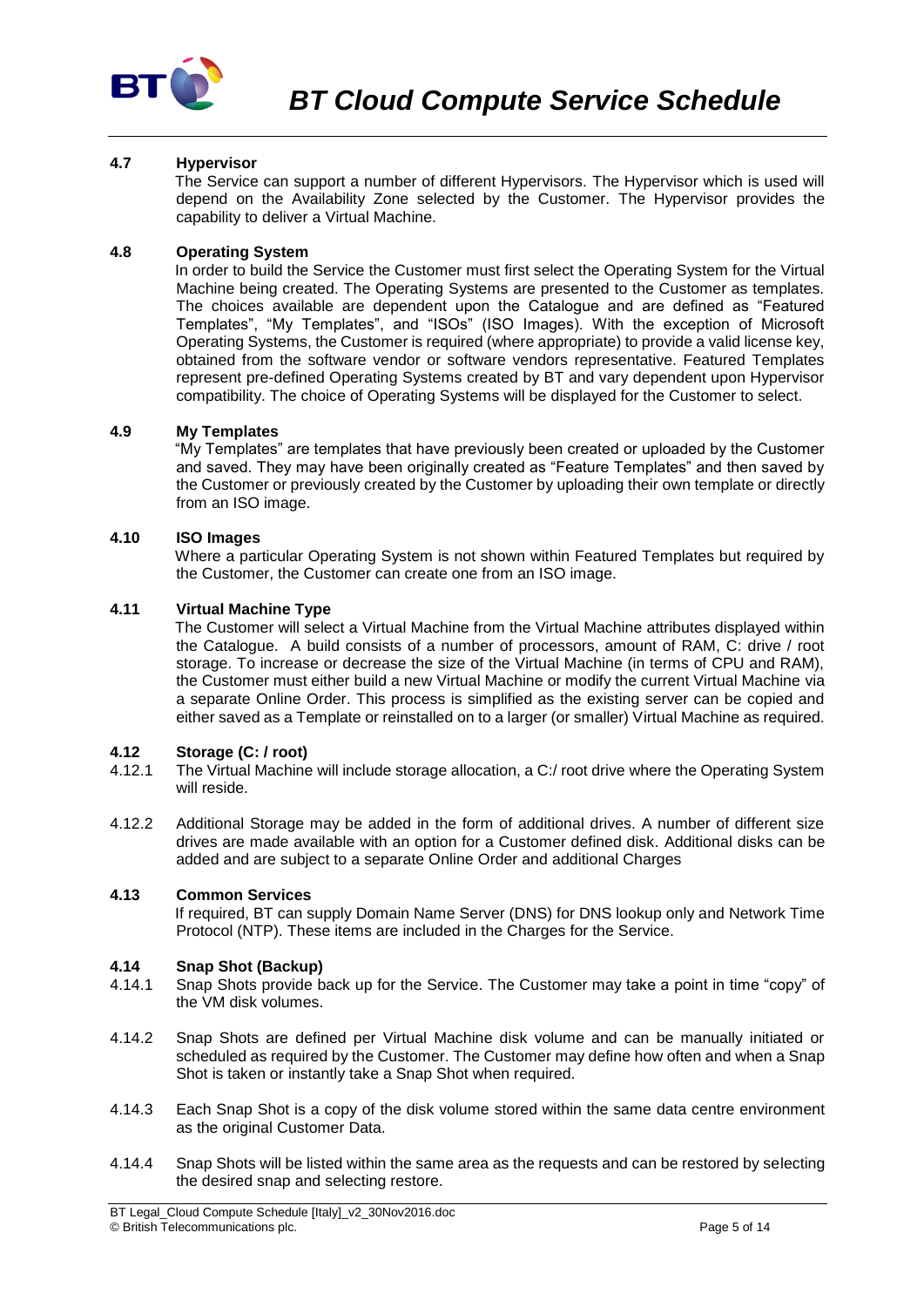### 4.7 Hypervisor

The Service can support a number of different Hypervisors. The Hypervisor which is used will depend on the Availability Zone selected by the Customer. The Hypervisor provides the capability to deliver a Virtual Machine.

### 4.8 Operating System

In order to build the Service the Customer must first select the Operating System for the Virtual Machine being created. The Operating Systems are presented to the Customer as templates. The choices available are dependent upon the Catalogue and are defined as "Featured Templates", "My Templates", and "ISOs" (ISO Images). With the exception of Microsoft Operating Systems, the Customer is required (where appropriate) to provide a valid license key, obtained from the software vendor or software vendors representative. Featured Templates represent pre-defined Operating Systems created by BT and vary dependent upon Hypervisor compatibility. The choice of Operating Systems will be displayed for the Customer to select.

### 4.9 My Templates

"My Templates" are templates that have previously been created or uploaded by the Customer and saved. They may have been originally created as "Feature Templates" and then saved by the Customer or previously created by the Customer by uploading their own template or directly from an ISO image.

### 4.10 ISO Images

Where a particular Operating System is not shown within Featured Templates but required by the Customer, the Customer can create one from an ISO image.

### 4.11 Virtual Machine Type

The Customer will select a Virtual Machine from the Virtual Machine attributes displayed within the Catalogue. A build consists of a number of processors, amount of RAM, C: drive / root storage. To increase or decrease the size of the Virtual Machine (in terms of CPU and RAM), the Customer must either build a new Virtual Machine or modify the current Virtual Machine via a separate Online Order. This process is simplified as the existing server can be copied and either saved as a Template or reinstalled on to a larger (or smaller) Virtual Machine as required.

### 4.12 Storage (C: / root)

4.12.1 The Virtual Machine will include storage allocation, a C:/ root drive where the Operating System will reside.

4.12.2 Additional Storage may be added in the form of additional drives. A number of different size drives are made available with an option for a Customer defined disk. Additional disks can be added and are subject to a separate Online Order and additional Charges

### 4.13 Common Services

If required, BT can supply Domain Name Server (DNS) for DNS lookup only and Network Time Protocol (NTP). These items are included in the Charges for the Service.

### 4.14 Snap Shot (Backup)

4.14.1 Snap Shots provide back up for the Service. The Customer may take a point in time "copy" of the VM disk volumes.

4.14.2 Snap Shots are defined per Virtual Machine disk volume and can be manually initiated or scheduled as required by the Customer. The Customer may define how often and when a Snap Shot is taken or instantly take a Snap Shot when required.

4.14.3 Each Snap Shot is a copy of the disk volume stored within the same data centre environment as the original Customer Data.

4.14.4 Snap Shots will be listed within the same area as the requests and can be restored by selecting the desired snap and selecting restore.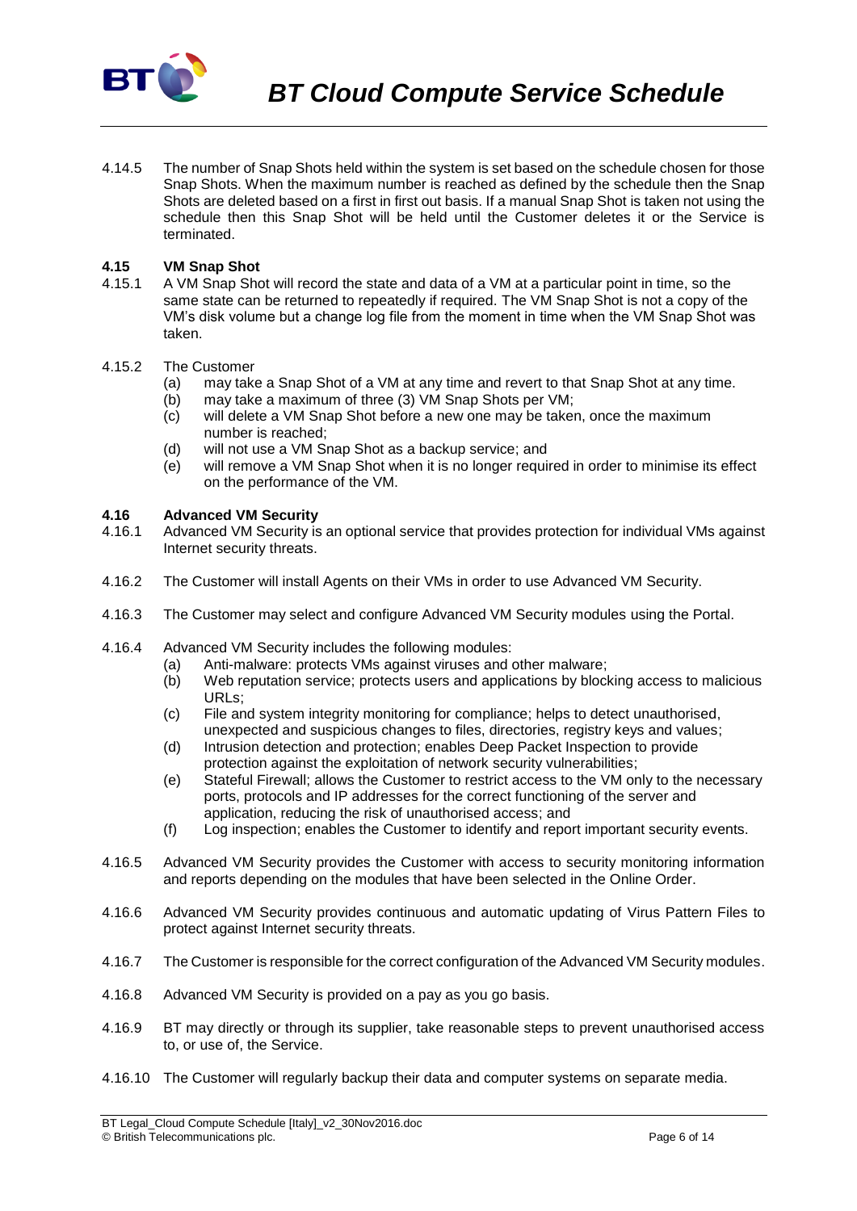4.14.5 The number of Snap Shots held within the system is set based on the schedule chosen for those Snap Shots. When the maximum number is reached as defined by the schedule then the Snap Shots are deleted based on a first in first out basis. If a manual Snap Shot is taken not using the schedule then this Snap Shot will be held until the Customer deletes it or the Service is terminated.

### 4.15 VM Snap Shot

4.15.1 A VM Snap Shot will record the state and data of a VM at a particular point in time, so the same state can be returned to repeatedly if required. The VM Snap Shot is not a copy of the VM's disk volume but a change log file from the moment in time when the VM Snap Shot was taken.

4.15.2 The Customer

- (a) may take a Snap Shot of a VM at any time and revert to that Snap Shot at any time.
- (b) may take a maximum of three (3) VM Snap Shots per VM;
- (c) will delete a VM Snap Shot before a new one may be taken, once the maximum number is reached;
- (d) will not use a VM Snap Shot as a backup service; and
- (e) will remove a VM Snap Shot when it is no longer required in order to minimise its effect on the performance of the VM.

### 4.16 Advanced VM Security

4.16.1 Advanced VM Security is an optional service that provides protection for individual VMs against Internet security threats.

4.16.2 The Customer will install Agents on their VMs in order to use Advanced VM Security.

4.16.3 The Customer may select and configure Advanced VM Security modules using the Portal.

4.16.4 Advanced VM Security includes the following modules:

- (a) Anti-malware: protects VMs against viruses and other malware;
- (b) Web reputation service; protects users and applications by blocking access to malicious URLs;
- (c) File and system integrity monitoring for compliance; helps to detect unauthorised, unexpected and suspicious changes to files, directories, registry keys and values;
- (d) Intrusion detection and protection; enables Deep Packet Inspection to provide protection against the exploitation of network security vulnerabilities;
- (e) Stateful Firewall; allows the Customer to restrict access to the VM only to the necessary ports, protocols and IP addresses for the correct functioning of the server and application, reducing the risk of unauthorised access; and
- (f) Log inspection; enables the Customer to identify and report important security events.

4.16.5 Advanced VM Security provides the Customer with access to security monitoring information and reports depending on the modules that have been selected in the Online Order.

4.16.6 Advanced VM Security provides continuous and automatic updating of Virus Pattern Files to protect against Internet security threats.

4.16.7 The Customer is responsible for the correct configuration of the Advanced VM Security modules.

4.16.8 Advanced VM Security is provided on a pay as you go basis.

4.16.9 BT may directly or through its supplier, take reasonable steps to prevent unauthorised access to, or use of, the Service.

4.16.10 The Customer will regularly backup their data and computer systems on separate media.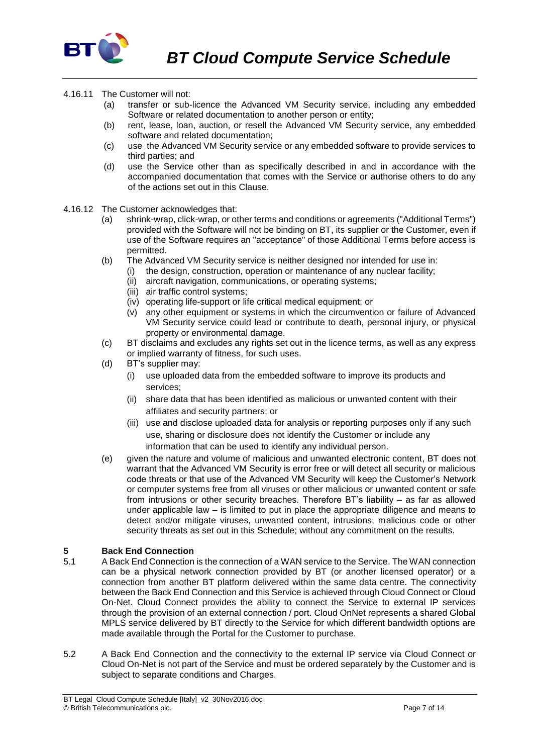4.16.11 The Customer will not:

(a) transfer or sub-licence the Advanced VM Security service, including any embedded Software or related documentation to another person or entity;

(b) rent, lease, loan, auction, or resell the Advanced VM Security service, any embedded software and related documentation;

(c) use the Advanced VM Security service or any embedded software to provide services to third parties; and

(d) use the Service other than as specifically described in and in accordance with the accompanied documentation that comes with the Service or authorise others to do any of the actions set out in this Clause.

4.16.12 The Customer acknowledges that:

(a) shrink-wrap, click-wrap, or other terms and conditions or agreements ("Additional Terms") provided with the Software will not be binding on BT, its supplier or the Customer, even if use of the Software requires an "acceptance" of those Additional Terms before access is permitted.

(b) The Advanced VM Security service is neither designed nor intended for use in:
   (i) the design, construction, operation or maintenance of any nuclear facility;
   (ii) aircraft navigation, communications, or operating systems;
   (iii) air traffic control systems;
   (iv) operating life-support or life critical medical equipment; or
   (v) any other equipment or systems in which the circumvention or failure of Advanced VM Security service could lead or contribute to death, personal injury, or physical property or environmental damage.

(c) BT disclaims and excludes any rights set out in the licence terms, as well as any express or implied warranty of fitness, for such uses.

(d) BT's supplier may:
   (i) use uploaded data from the embedded software to improve its products and services;
   (ii) share data that has been identified as malicious or unwanted content with their affiliates and security partners; or
   (iii) use and disclose uploaded data for analysis or reporting purposes only if any such use, sharing or disclosure does not identify the Customer or include any information that can be used to identify any individual person.

(e) given the nature and volume of malicious and unwanted electronic content, BT does not warrant that the Advanced VM Security is error free or will detect all security or malicious code threats or that use of the Advanced VM Security will keep the Customer's Network or computer systems free from all viruses or other malicious or unwanted content or safe from intrusions or other security breaches. Therefore BT's liability – as far as allowed under applicable law – is limited to put in place the appropriate diligence and means to detect and/or mitigate viruses, unwanted content, intrusions, malicious code or other security threats as set out in this Schedule; without any commitment on the results.

## 5 Back End Connection

5.1 A Back End Connection is the connection of a WAN service to the Service. The WAN connection can be a physical network connection provided by BT (or another licensed operator) or a connection from another BT platform delivered within the same data centre. The connectivity between the Back End Connection and this Service is achieved through Cloud Connect or Cloud On-Net. Cloud Connect provides the ability to connect the Service to external IP services through the provision of an external connection / port. Cloud OnNet represents a shared Global MPLS service delivered by BT directly to the Service for which different bandwidth options are made available through the Portal for the Customer to purchase.

5.2 A Back End Connection and the connectivity to the external IP service via Cloud Connect or Cloud On-Net is not part of the Service and must be ordered separately by the Customer and is subject to separate conditions and Charges.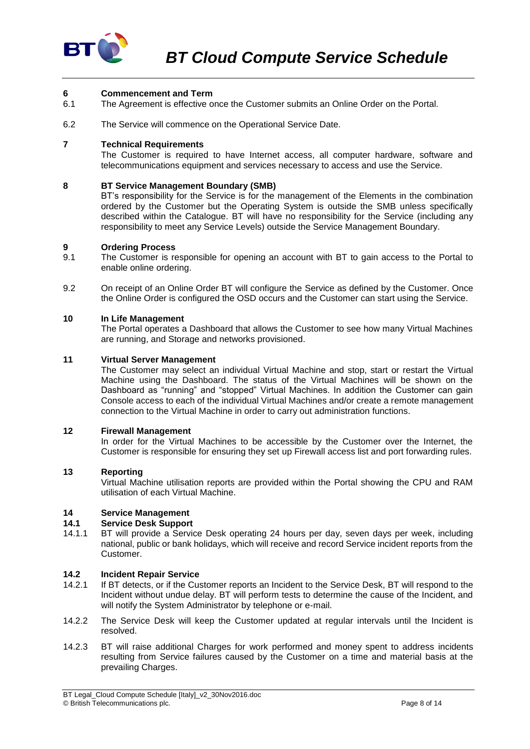## 6 Commencement and Term

6.1 The Agreement is effective once the Customer submits an Online Order on the Portal.

6.2 The Service will commence on the Operational Service Date.

## 7 Technical Requirements

The Customer is required to have Internet access, all computer hardware, software and telecommunications equipment and services necessary to access and use the Service.

## 8 BT Service Management Boundary (SMB)

BT's responsibility for the Service is for the management of the Elements in the combination ordered by the Customer but the Operating System is outside the SMB unless specifically described within the Catalogue. BT will have no responsibility for the Service (including any responsibility to meet any Service Levels) outside the Service Management Boundary.

## 9 Ordering Process

9.1 The Customer is responsible for opening an account with BT to gain access to the Portal to enable online ordering.

9.2 On receipt of an Online Order BT will configure the Service as defined by the Customer. Once the Online Order is configured the OSD occurs and the Customer can start using the Service.

## 10 In Life Management

The Portal operates a Dashboard that allows the Customer to see how many Virtual Machines are running, and Storage and networks provisioned.

## 11 Virtual Server Management

The Customer may select an individual Virtual Machine and stop, start or restart the Virtual Machine using the Dashboard. The status of the Virtual Machines will be shown on the Dashboard as "running" and "stopped" Virtual Machines. In addition the Customer can gain Console access to each of the individual Virtual Machines and/or create a remote management connection to the Virtual Machine in order to carry out administration functions.

## 12 Firewall Management

In order for the Virtual Machines to be accessible by the Customer over the Internet, the Customer is responsible for ensuring they set up Firewall access list and port forwarding rules.

## 13 Reporting

Virtual Machine utilisation reports are provided within the Portal showing the CPU and RAM utilisation of each Virtual Machine.

## 14 Service Management

### 14.1 Service Desk Support

14.1.1 BT will provide a Service Desk operating 24 hours per day, seven days per week, including national, public or bank holidays, which will receive and record Service incident reports from the Customer.

### 14.2 Incident Repair Service

14.2.1 If BT detects, or if the Customer reports an Incident to the Service Desk, BT will respond to the Incident without undue delay. BT will perform tests to determine the cause of the Incident, and will notify the System Administrator by telephone or e-mail.

14.2.2 The Service Desk will keep the Customer updated at regular intervals until the Incident is resolved.

14.2.3 BT will raise additional Charges for work performed and money spent to address incidents resulting from Service failures caused by the Customer on a time and material basis at the prevailing Charges.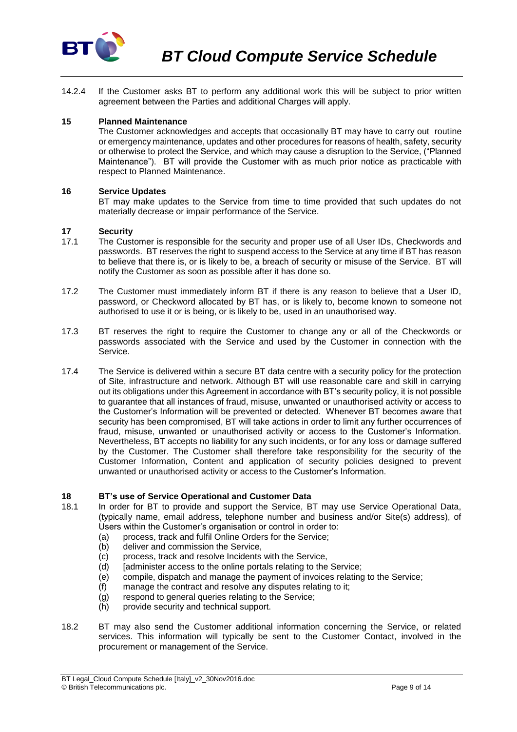14.2.4 If the Customer asks BT to perform any additional work this will be subject to prior written agreement between the Parties and additional Charges will apply.

## 15 Planned Maintenance

The Customer acknowledges and accepts that occasionally BT may have to carry out routine or emergency maintenance, updates and other procedures for reasons of health, safety, security or otherwise to protect the Service, and which may cause a disruption to the Service, ("Planned Maintenance"). BT will provide the Customer with as much prior notice as practicable with respect to Planned Maintenance.

## 16 Service Updates

BT may make updates to the Service from time to time provided that such updates do not materially decrease or impair performance of the Service.

## 17 Security

17.1 The Customer is responsible for the security and proper use of all User IDs, Checkwords and passwords. BT reserves the right to suspend access to the Service at any time if BT has reason to believe that there is, or is likely to be, a breach of security or misuse of the Service. BT will notify the Customer as soon as possible after it has done so.

17.2 The Customer must immediately inform BT if there is any reason to believe that a User ID, password, or Checkword allocated by BT has, or is likely to, become known to someone not authorised to use it or is being, or is likely to be, used in an unauthorised way.

17.3 BT reserves the right to require the Customer to change any or all of the Checkwords or passwords associated with the Service and used by the Customer in connection with the Service.

17.4 The Service is delivered within a secure BT data centre with a security policy for the protection of Site, infrastructure and network. Although BT will use reasonable care and skill in carrying out its obligations under this Agreement in accordance with BT's security policy, it is not possible to guarantee that all instances of fraud, misuse, unwanted or unauthorised activity or access to the Customer's Information will be prevented or detected. Whenever BT becomes aware that security has been compromised, BT will take actions in order to limit any further occurrences of fraud, misuse, unwanted or unauthorised activity or access to the Customer's Information. Nevertheless, BT accepts no liability for any such incidents, or for any loss or damage suffered by the Customer. The Customer shall therefore take responsibility for the security of the Customer Information, Content and application of security policies designed to prevent unwanted or unauthorised activity or access to the Customer's Information.

## 18 BT's use of Service Operational and Customer Data

18.1 In order for BT to provide and support the Service, BT may use Service Operational Data, (typically name, email address, telephone number and business and/or Site(s) address), of Users within the Customer's organisation or control in order to:

(a) process, track and fulfil Online Orders for the Service;
(b) deliver and commission the Service,
(c) process, track and resolve Incidents with the Service,
(d) [administer access to the online portals relating to the Service;
(e) compile, dispatch and manage the payment of invoices relating to the Service;
(f) manage the contract and resolve any disputes relating to it;
(g) respond to general queries relating to the Service;
(h) provide security and technical support.

18.2 BT may also send the Customer additional information concerning the Service, or related services. This information will typically be sent to the Customer Contact, involved in the procurement or management of the Service.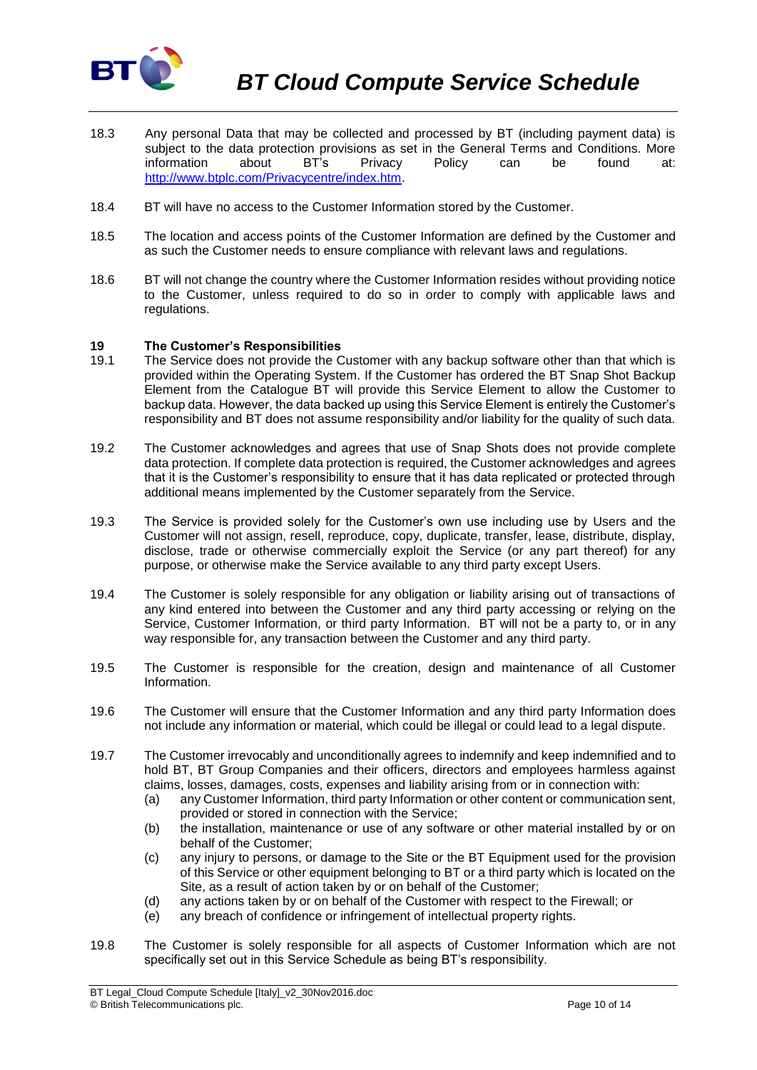18.3 Any personal Data that may be collected and processed by BT (including payment data) is subject to the data protection provisions as set in the General Terms and Conditions. More information about BT's Privacy Policy can be found at: [http://www.btplc.com/Privacycentre/index.htm](http://www.btplc.com/Privacycentre/index.htm).

18.4 BT will have no access to the Customer Information stored by the Customer.

18.5 The location and access points of the Customer Information are defined by the Customer and as such the Customer needs to ensure compliance with relevant laws and regulations.

18.6 BT will not change the country where the Customer Information resides without providing notice to the Customer, unless required to do so in order to comply with applicable laws and regulations.

## 19 The Customer's Responsibilities

19.1 The Service does not provide the Customer with any backup software other than that which is provided within the Operating System. If the Customer has ordered the BT Snap Shot Backup Element from the Catalogue BT will provide this Service Element to allow the Customer to backup data. However, the data backed up using this Service Element is entirely the Customer's responsibility and BT does not assume responsibility and/or liability for the quality of such data.

19.2 The Customer acknowledges and agrees that use of Snap Shots does not provide complete data protection. If complete data protection is required, the Customer acknowledges and agrees that it is the Customer's responsibility to ensure that it has data replicated or protected through additional means implemented by the Customer separately from the Service.

19.3 The Service is provided solely for the Customer's own use including use by Users and the Customer will not assign, resell, reproduce, copy, duplicate, transfer, lease, distribute, display, disclose, trade or otherwise commercially exploit the Service (or any part thereof) for any purpose, or otherwise make the Service available to any third party except Users.

19.4 The Customer is solely responsible for any obligation or liability arising out of transactions of any kind entered into between the Customer and any third party accessing or relying on the Service, Customer Information, or third party Information. BT will not be a party to, or in any way responsible for, any transaction between the Customer and any third party.

19.5 The Customer is responsible for the creation, design and maintenance of all Customer Information.

19.6 The Customer will ensure that the Customer Information and any third party Information does not include any information or material, which could be illegal or could lead to a legal dispute.

19.7 The Customer irrevocably and unconditionally agrees to indemnify and keep indemnified and to hold BT, BT Group Companies and their officers, directors and employees harmless against claims, losses, damages, costs, expenses and liability arising from or in connection with:

- (a) any Customer Information, third party Information or other content or communication sent, provided or stored in connection with the Service;
- (b) the installation, maintenance or use of any software or other material installed by or on behalf of the Customer;
- (c) any injury to persons, or damage to the Site or the BT Equipment used for the provision of this Service or other equipment belonging to BT or a third party which is located on the Site, as a result of action taken by or on behalf of the Customer;
- (d) any actions taken by or on behalf of the Customer with respect to the Firewall; or
- (e) any breach of confidence or infringement of intellectual property rights.

19.8 The Customer is solely responsible for all aspects of Customer Information which are not specifically set out in this Service Schedule as being BT's responsibility.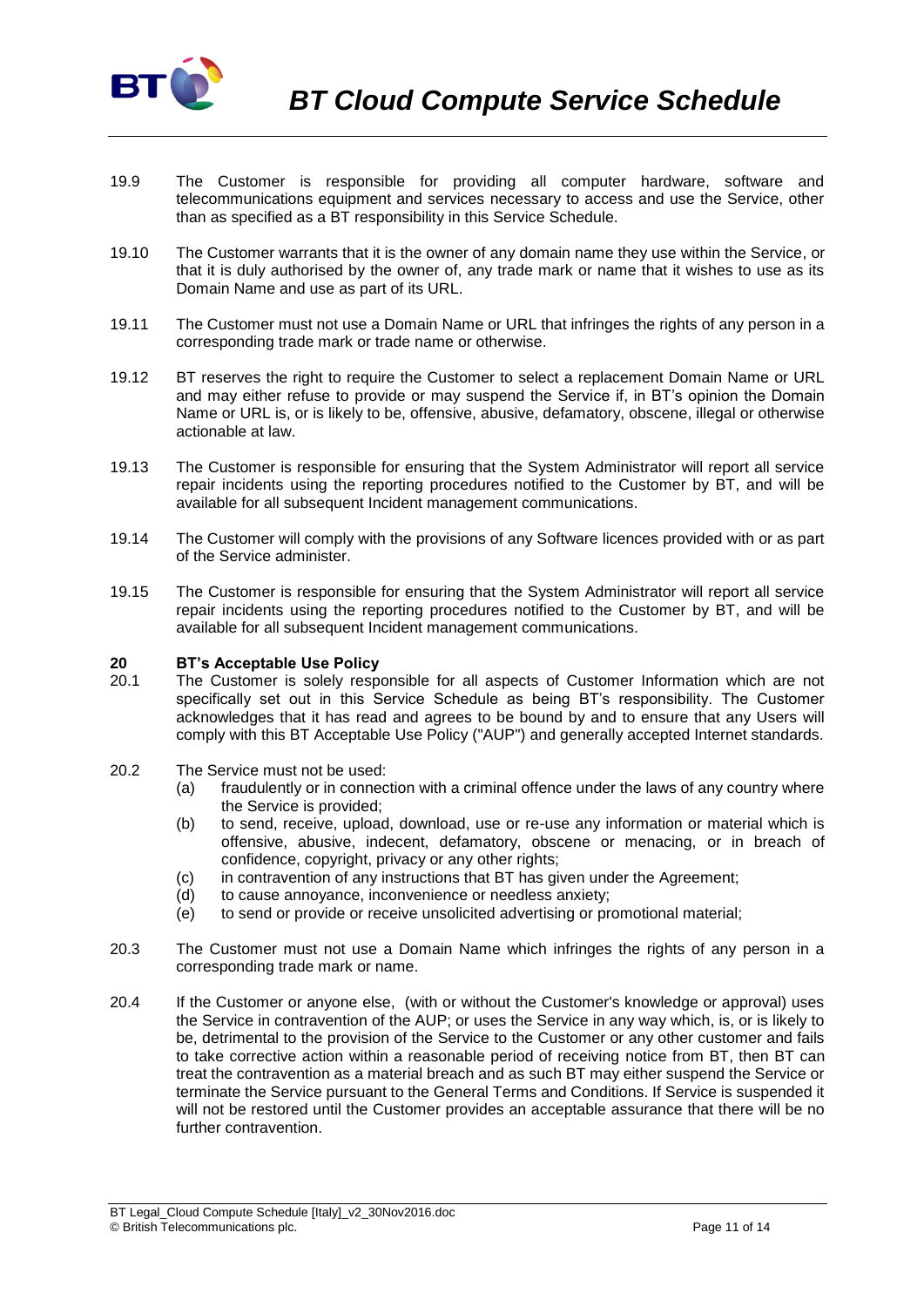19.9 The Customer is responsible for providing all computer hardware, software and telecommunications equipment and services necessary to access and use the Service, other than as specified as a BT responsibility in this Service Schedule.

19.10 The Customer warrants that it is the owner of any domain name they use within the Service, or that it is duly authorised by the owner of, any trade mark or name that it wishes to use as its Domain Name and use as part of its URL.

19.11 The Customer must not use a Domain Name or URL that infringes the rights of any person in a corresponding trade mark or trade name or otherwise.

19.12 BT reserves the right to require the Customer to select a replacement Domain Name or URL and may either refuse to provide or may suspend the Service if, in BT's opinion the Domain Name or URL is, or is likely to be, offensive, abusive, defamatory, obscene, illegal or otherwise actionable at law.

19.13 The Customer is responsible for ensuring that the System Administrator will report all service repair incidents using the reporting procedures notified to the Customer by BT, and will be available for all subsequent Incident management communications.

19.14 The Customer will comply with the provisions of any Software licences provided with or as part of the Service administer.

19.15 The Customer is responsible for ensuring that the System Administrator will report all service repair incidents using the reporting procedures notified to the Customer by BT, and will be available for all subsequent Incident management communications.

## 20 BT's Acceptable Use Policy

20.1 The Customer is solely responsible for all aspects of Customer Information which are not specifically set out in this Service Schedule as being BT's responsibility. The Customer acknowledges that it has read and agrees to be bound by and to ensure that any Users will comply with this BT Acceptable Use Policy ("AUP") and generally accepted Internet standards.

20.2 The Service must not be used:

- (a) fraudulently or in connection with a criminal offence under the laws of any country where the Service is provided;
- (b) to send, receive, upload, download, use or re-use any information or material which is offensive, abusive, indecent, defamatory, obscene or menacing, or in breach of confidence, copyright, privacy or any other rights;
- (c) in contravention of any instructions that BT has given under the Agreement;
- (d) to cause annoyance, inconvenience or needless anxiety;
- (e) to send or provide or receive unsolicited advertising or promotional material;

20.3 The Customer must not use a Domain Name which infringes the rights of any person in a corresponding trade mark or name.

20.4 If the Customer or anyone else, (with or without the Customer's knowledge or approval) uses the Service in contravention of the AUP; or uses the Service in any way which, is, or is likely to be, detrimental to the provision of the Service to the Customer or any other customer and fails to take corrective action within a reasonable period of receiving notice from BT, then BT can treat the contravention as a material breach and as such BT may either suspend the Service or terminate the Service pursuant to the General Terms and Conditions. If Service is suspended it will not be restored until the Customer provides an acceptable assurance that there will be no further contravention.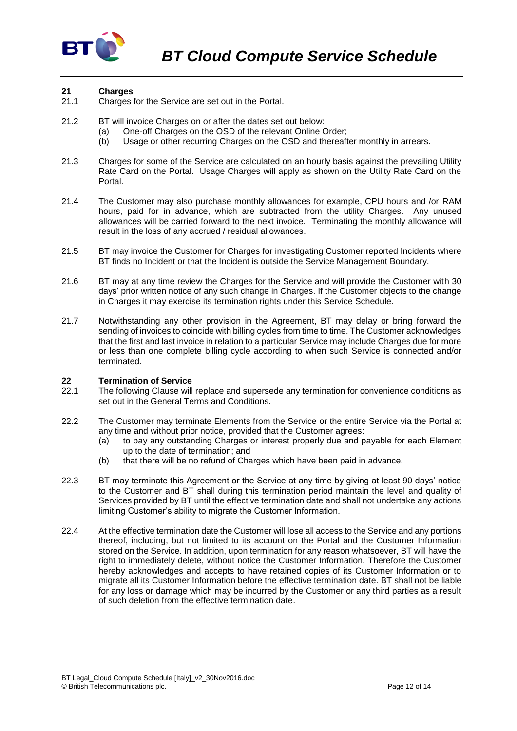## 21 Charges

21.1 Charges for the Service are set out in the Portal.

21.2 BT will invoice Charges on or after the dates set out below:

(a) One-off Charges on the OSD of the relevant Online Order;

(b) Usage or other recurring Charges on the OSD and thereafter monthly in arrears.

21.3 Charges for some of the Service are calculated on an hourly basis against the prevailing Utility Rate Card on the Portal. Usage Charges will apply as shown on the Utility Rate Card on the Portal.

21.4 The Customer may also purchase monthly allowances for example, CPU hours and /or RAM hours, paid for in advance, which are subtracted from the utility Charges. Any unused allowances will be carried forward to the next invoice. Terminating the monthly allowance will result in the loss of any accrued / residual allowances.

21.5 BT may invoice the Customer for Charges for investigating Customer reported Incidents where BT finds no Incident or that the Incident is outside the Service Management Boundary.

21.6 BT may at any time review the Charges for the Service and will provide the Customer with 30 days' prior written notice of any such change in Charges. If the Customer objects to the change in Charges it may exercise its termination rights under this Service Schedule.

21.7 Notwithstanding any other provision in the Agreement, BT may delay or bring forward the sending of invoices to coincide with billing cycles from time to time. The Customer acknowledges that the first and last invoice in relation to a particular Service may include Charges due for more or less than one complete billing cycle according to when such Service is connected and/or terminated.

## 22 Termination of Service

22.1 The following Clause will replace and supersede any termination for convenience conditions as set out in the General Terms and Conditions.

22.2 The Customer may terminate Elements from the Service or the entire Service via the Portal at any time and without prior notice, provided that the Customer agrees:

(a) to pay any outstanding Charges or interest properly due and payable for each Element up to the date of termination; and

(b) that there will be no refund of Charges which have been paid in advance.

22.3 BT may terminate this Agreement or the Service at any time by giving at least 90 days' notice to the Customer and BT shall during this termination period maintain the level and quality of Services provided by BT until the effective termination date and shall not undertake any actions limiting Customer's ability to migrate the Customer Information.

22.4 At the effective termination date the Customer will lose all access to the Service and any portions thereof, including, but not limited to its account on the Portal and the Customer Information stored on the Service. In addition, upon termination for any reason whatsoever, BT will have the right to immediately delete, without notice the Customer Information. Therefore the Customer hereby acknowledges and accepts to have retained copies of its Customer Information or to migrate all its Customer Information before the effective termination date. BT shall not be liable for any loss or damage which may be incurred by the Customer or any third parties as a result of such deletion from the effective termination date.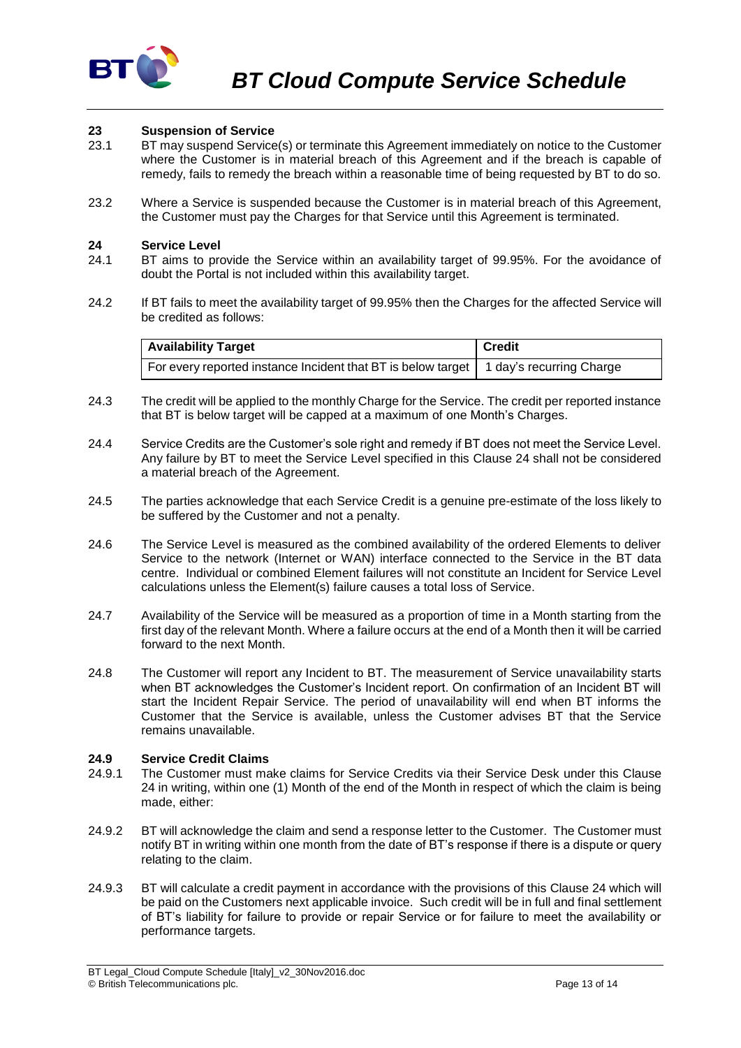## 23 Suspension of Service

23.1 BT may suspend Service(s) or terminate this Agreement immediately on notice to the Customer where the Customer is in material breach of this Agreement and if the breach is capable of remedy, fails to remedy the breach within a reasonable time of being requested by BT to do so.

23.2 Where a Service is suspended because the Customer is in material breach of this Agreement, the Customer must pay the Charges for that Service until this Agreement is terminated.

## 24 Service Level

24.1 BT aims to provide the Service within an availability target of 99.95%. For the avoidance of doubt the Portal is not included within this availability target.

24.2 If BT fails to meet the availability target of 99.95% then the Charges for the affected Service will be credited as follows:

| Availability Target | Credit |
|---|---|
| For every reported instance Incident that BT is below target | 1 day's recurring Charge |

24.3 The credit will be applied to the monthly Charge for the Service. The credit per reported instance that BT is below target will be capped at a maximum of one Month's Charges.

24.4 Service Credits are the Customer's sole right and remedy if BT does not meet the Service Level. Any failure by BT to meet the Service Level specified in this Clause 24 shall not be considered a material breach of the Agreement.

24.5 The parties acknowledge that each Service Credit is a genuine pre-estimate of the loss likely to be suffered by the Customer and not a penalty.

24.6 The Service Level is measured as the combined availability of the ordered Elements to deliver Service to the network (Internet or WAN) interface connected to the Service in the BT data centre. Individual or combined Element failures will not constitute an Incident for Service Level calculations unless the Element(s) failure causes a total loss of Service.

24.7 Availability of the Service will be measured as a proportion of time in a Month starting from the first day of the relevant Month. Where a failure occurs at the end of a Month then it will be carried forward to the next Month.

24.8 The Customer will report any Incident to BT. The measurement of Service unavailability starts when BT acknowledges the Customer's Incident report. On confirmation of an Incident BT will start the Incident Repair Service. The period of unavailability will end when BT informs the Customer that the Service is available, unless the Customer advises BT that the Service remains unavailable.

### 24.9 Service Credit Claims

24.9.1 The Customer must make claims for Service Credits via their Service Desk under this Clause 24 in writing, within one (1) Month of the end of the Month in respect of which the claim is being made, either:

24.9.2 BT will acknowledge the claim and send a response letter to the Customer. The Customer must notify BT in writing within one month from the date of BT's response if there is a dispute or query relating to the claim.

24.9.3 BT will calculate a credit payment in accordance with the provisions of this Clause 24 which will be paid on the Customers next applicable invoice. Such credit will be in full and final settlement of BT's liability for failure to provide or repair Service or for failure to meet the availability or performance targets.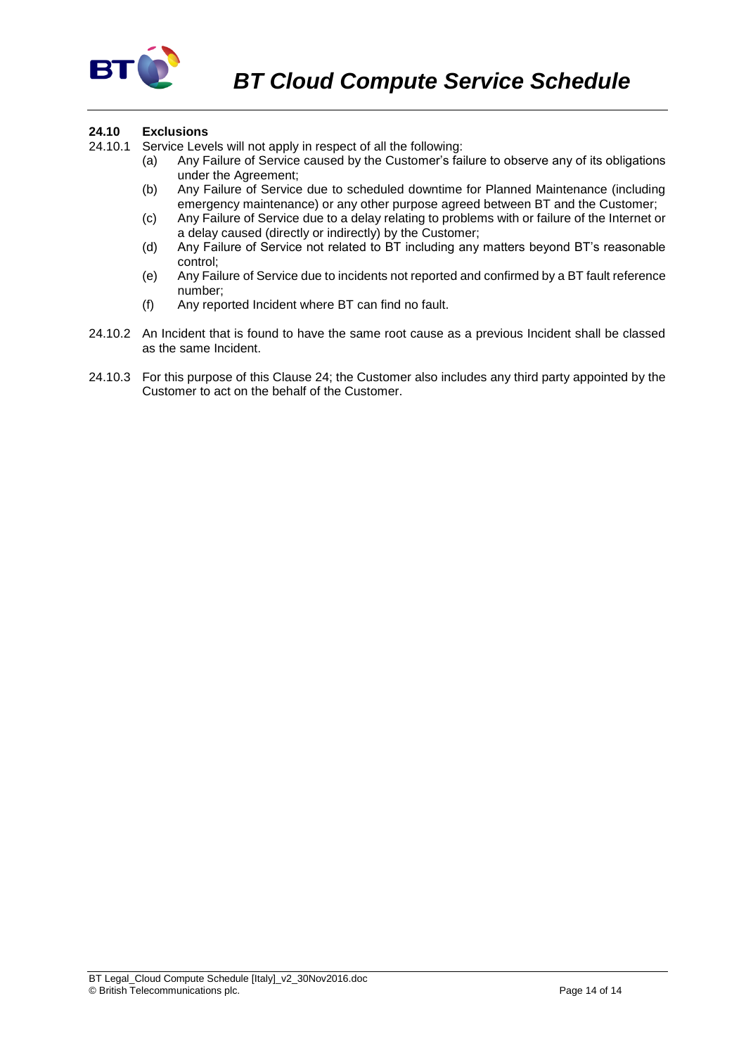### 24.10 Exclusions

24.10.1 Service Levels will not apply in respect of all the following:

(a) Any Failure of Service caused by the Customer's failure to observe any of its obligations under the Agreement;

(b) Any Failure of Service due to scheduled downtime for Planned Maintenance (including emergency maintenance) or any other purpose agreed between BT and the Customer;

(c) Any Failure of Service due to a delay relating to problems with or failure of the Internet or a delay caused (directly or indirectly) by the Customer;

(d) Any Failure of Service not related to BT including any matters beyond BT's reasonable control;

(e) Any Failure of Service due to incidents not reported and confirmed by a BT fault reference number;

(f) Any reported Incident where BT can find no fault.

24.10.2 An Incident that is found to have the same root cause as a previous Incident shall be classed as the same Incident.

24.10.3 For this purpose of this Clause 24; the Customer also includes any third party appointed by the Customer to act on the behalf of the Customer.